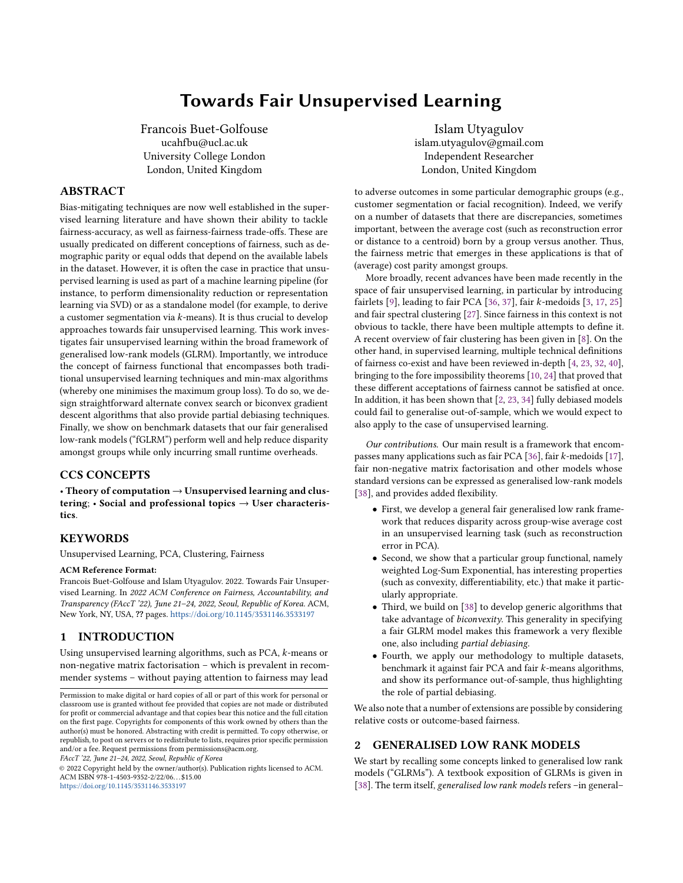# Towards Fair Unsupervised Learning

Francois Buet-Golfouse
ucahfbu@ucl.ac.uk
University College London
London, United Kingdom

Islam Utyagulov
islam.utyagulov@gmail.com
Independent Researcher
London, United Kingdom

## ABSTRACT

Bias-mitigating techniques are now well established in the supervised learning literature and have shown their ability to tackle fairness-accuracy, as well as fairness-fairness trade-offs. These are usually predicated on different conceptions of fairness, such as demographic parity or equal odds that depend on the available labels in the dataset. However, it is often the case in practice that unsupervised learning is used as part of a machine learning pipeline (for instance, to perform dimensionality reduction or representation learning via SVD) or as a standalone model (for example, to derive a customer segmentation via $k$-means). It is thus crucial to develop approaches towards fair unsupervised learning. This work investigates fair unsupervised learning within the broad framework of generalised low-rank models (GLRM). Importantly, we introduce the concept of fairness functional that encompasses both traditional unsupervised learning techniques and min-max algorithms (whereby one minimises the maximum group loss). To do so, we design straightforward alternate convex search or biconvex gradient descent algorithms that also provide partial debiasing techniques. Finally, we show on benchmark datasets that our fair generalised low-rank models ("fGLRM") perform well and help reduce disparity amongst groups while only incurring small runtime overheads.

## CCS CONCEPTS

• **Theory of computation → Unsupervised learning and clustering**; • **Social and professional topics → User characteristics**.

## KEYWORDS

Unsupervised Learning, PCA, Clustering, Fairness

**ACM Reference Format:**
Francois Buet-Golfouse and Islam Utyagulov. 2022. Towards Fair Unsupervised Learning. In *2022 ACM Conference on Fairness, Accountability, and Transparency (FAccT '22), June 21–24, 2022, Seoul, Republic of Korea.* ACM, New York, NY, USA, ?? pages. https://doi.org/10.1145/3531146.3533197

## 1 INTRODUCTION

Using unsupervised learning algorithms, such as PCA, $k$-means or non-negative matrix factorisation – which is prevalent in recommender systems – without paying attention to fairness may lead to adverse outcomes in some particular demographic groups (e.g., customer segmentation or facial recognition). Indeed, we verify on a number of datasets that there are discrepancies, sometimes important, between the average cost (such as reconstruction error or distance to a centroid) born by a group versus another. Thus, the fairness metric that emerges in these applications is that of (average) cost parity amongst groups.

More broadly, recent advances have been made recently in the space of fair unsupervised learning, in particular by introducing fairlets [9], leading to fair PCA [36, 37], fair $k$-medoids [3, 17, 25] and fair spectral clustering [27]. Since fairness in this context is not obvious to tackle, there have been multiple attempts to define it. A recent overview of fair clustering has been given in [8]. On the other hand, in supervised learning, multiple technical definitions of fairness co-exist and have been reviewed in-depth [4, 23, 32, 40], bringing to the fore impossibility theorems [10, 24] that proved that these different acceptations of fairness cannot be satisfied at once. In addition, it has been shown that [2, 23, 34] fully debiased models could fail to generalise out-of-sample, which we would expect to also apply to the case of unsupervised learning.

*Our contributions.* Our main result is a framework that encompasses many applications such as fair PCA [36], fair $k$-medoids [17], fair non-negative matrix factorisation and other models whose standard versions can be expressed as generalised low-rank models [38], and provides added flexibility.

- First, we develop a general fair generalised low rank framework that reduces disparity across group-wise average cost in an unsupervised learning task (such as reconstruction error in PCA).
- Second, we show that a particular group functional, namely weighted Log-Sum Exponential, has interesting properties (such as convexity, differentiability, etc.) that make it particularly appropriate.
- Third, we build on [38] to develop generic algorithms that take advantage of *biconvexity*. This generality in specifying a fair GLRM model makes this framework a very flexible one, also including *partial debiasing*.
- Fourth, we apply our methodology to multiple datasets, benchmark it against fair PCA and fair $k$-means algorithms, and show its performance out-of-sample, thus highlighting the role of partial debiasing.

We also note that a number of extensions are possible by considering relative costs or outcome-based fairness.

## 2 GENERALISED LOW RANK MODELS

We start by recalling some concepts linked to generalised low rank models ("GLRMs"). A textbook exposition of GLRMs is given in [38]. The term itself, *generalised low rank models* refers –in general–

Permission to make digital or hard copies of all or part of this work for personal or classroom use is granted without fee provided that copies are not made or distributed for profit or commercial advantage and that copies bear this notice and the full citation on the first page. Copyrights for components of this work owned by others than the author(s) must be honored. Abstracting with credit is permitted. To copy otherwise, or republish, to post on servers or to redistribute to lists, requires prior specific permission and/or a fee. Request permissions from permissions@acm.org.
*FAccT '22, June 21–24, 2022, Seoul, Republic of Korea*
© 2022 Copyright held by the owner/author(s). Publication rights licensed to ACM.
ACM ISBN 978-1-4503-9352-2/22/06...$15.00
https://doi.org/10.1145/3531146.3533197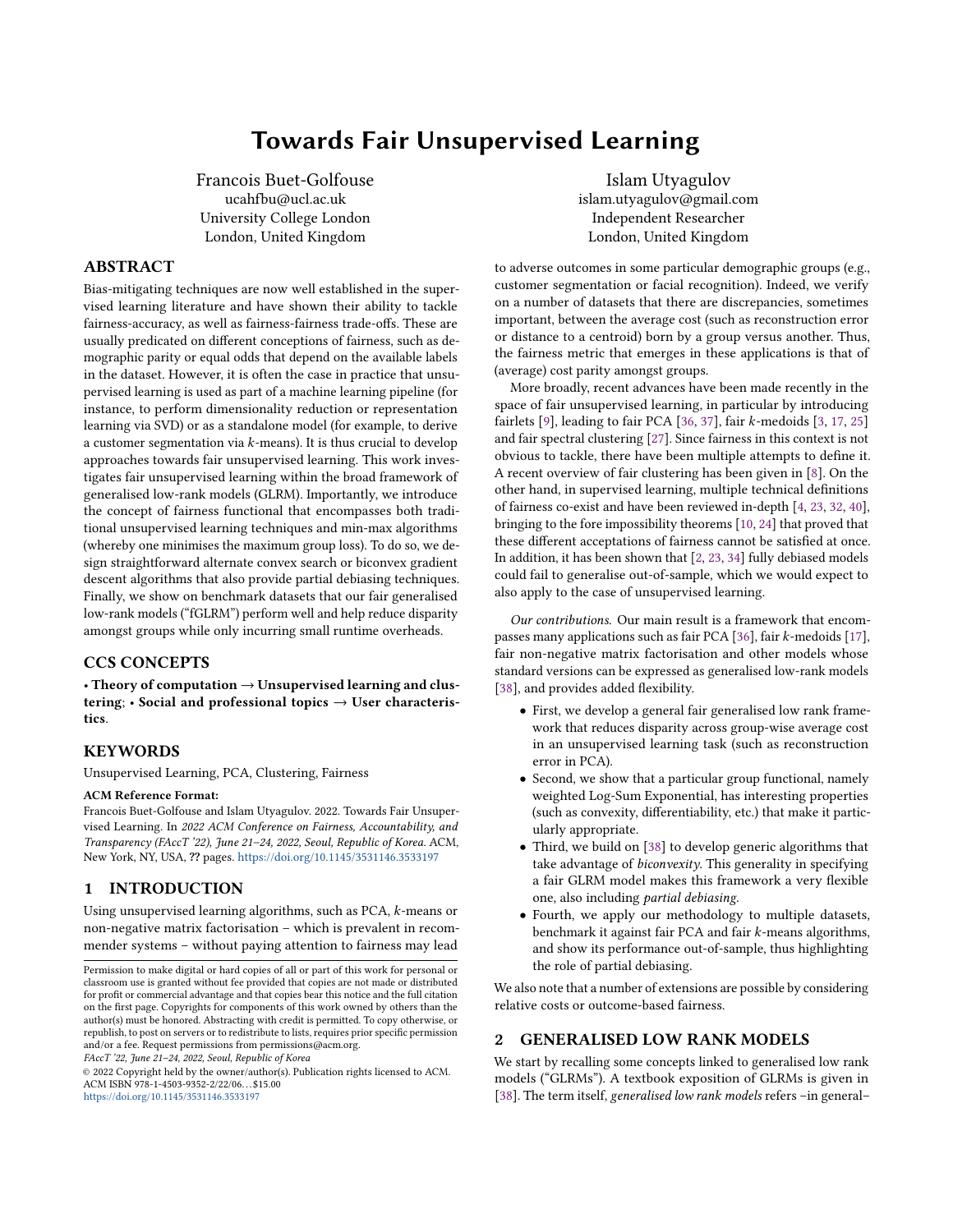# Towards Fair Unsupervised Learning

Francois Buet-Golfouse
ucahfbu@ucl.ac.uk
University College London
London, United Kingdom

Islam Utyagulov
islam.utyagulov@gmail.com
Independent Researcher
London, United Kingdom

## ABSTRACT

Bias-mitigating techniques are now well established in the supervised learning literature and have shown their ability to tackle fairness-accuracy, as well as fairness-fairness trade-offs. These are usually predicated on different conceptions of fairness, such as demographic parity or equal odds that depend on the available labels in the dataset. However, it is often the case in practice that unsupervised learning is used as part of a machine learning pipeline (for instance, to perform dimensionality reduction or representation learning via SVD) or as a standalone model (for example, to derive a customer segmentation via $k$-means). It is thus crucial to develop approaches towards fair unsupervised learning. This work investigates fair unsupervised learning within the broad framework of generalised low-rank models (GLRM). Importantly, we introduce the concept of fairness functional that encompasses both traditional unsupervised learning techniques and min-max algorithms (whereby one minimises the maximum group loss). To do so, we design straightforward alternate convex search or biconvex gradient descent algorithms that also provide partial debiasing techniques. Finally, we show on benchmark datasets that our fair generalised low-rank models ("fGLRM") perform well and help reduce disparity amongst groups while only incurring small runtime overheads.

## CCS CONCEPTS

• **Theory of computation → Unsupervised learning and clustering**; • **Social and professional topics → User characteristics**.

## KEYWORDS

Unsupervised Learning, PCA, Clustering, Fairness

**ACM Reference Format:**
Francois Buet-Golfouse and Islam Utyagulov. 2022. Towards Fair Unsupervised Learning. In *2022 ACM Conference on Fairness, Accountability, and Transparency (FAccT '22), June 21–24, 2022, Seoul, Republic of Korea.* ACM, New York, NY, USA, ?? pages. https://doi.org/10.1145/3531146.3533197

## 1 INTRODUCTION

Using unsupervised learning algorithms, such as PCA, $k$-means or non-negative matrix factorisation – which is prevalent in recommender systems – without paying attention to fairness may lead to adverse outcomes in some particular demographic groups (e.g., customer segmentation or facial recognition). Indeed, we verify on a number of datasets that there are discrepancies, sometimes important, between the average cost (such as reconstruction error or distance to a centroid) born by a group versus another. Thus, the fairness metric that emerges in these applications is that of (average) cost parity amongst groups.

More broadly, recent advances have been made recently in the space of fair unsupervised learning, in particular by introducing fairlets [9], leading to fair PCA [36, 37], fair $k$-medoids [3, 17, 25] and fair spectral clustering [27]. Since fairness in this context is not obvious to tackle, there have been multiple attempts to define it. A recent overview of fair clustering has been given in [8]. On the other hand, in supervised learning, multiple technical definitions of fairness co-exist and have been reviewed in-depth [4, 23, 32, 40], bringing to the fore impossibility theorems [10, 24] that proved that these different acceptations of fairness cannot be satisfied at once. In addition, it has been shown that [2, 23, 34] fully debiased models could fail to generalise out-of-sample, which we would expect to also apply to the case of unsupervised learning.

*Our contributions.* Our main result is a framework that encompasses many applications such as fair PCA [36], fair $k$-medoids [17], fair non-negative matrix factorisation and other models whose standard versions can be expressed as generalised low-rank models [38], and provides added flexibility.

- First, we develop a general fair generalised low rank framework that reduces disparity across group-wise average cost in an unsupervised learning task (such as reconstruction error in PCA).
- Second, we show that a particular group functional, namely weighted Log-Sum Exponential, has interesting properties (such as convexity, differentiability, etc.) that make it particularly appropriate.
- Third, we build on [38] to develop generic algorithms that take advantage of *biconvexity*. This generality in specifying a fair GLRM model makes this framework a very flexible one, also including *partial debiasing*.
- Fourth, we apply our methodology to multiple datasets, benchmark it against fair PCA and fair $k$-means algorithms, and show its performance out-of-sample, thus highlighting the role of partial debiasing.

We also note that a number of extensions are possible by considering relative costs or outcome-based fairness.

## 2 GENERALISED LOW RANK MODELS

We start by recalling some concepts linked to generalised low rank models ("GLRMs"). A textbook exposition of GLRMs is given in [38]. The term itself, *generalised low rank models* refers –in general–

Permission to make digital or hard copies of all or part of this work for personal or classroom use is granted without fee provided that copies are not made or distributed for profit or commercial advantage and that copies bear this notice and the full citation on the first page. Copyrights for components of this work owned by others than the author(s) must be honored. Abstracting with credit is permitted. To copy otherwise, or republish, to post on servers or to redistribute to lists, requires prior specific permission and/or a fee. Request permissions from permissions@acm.org.
*FAccT '22, June 21–24, 2022, Seoul, Republic of Korea*
© 2022 Copyright held by the owner/author(s). Publication rights licensed to ACM.
ACM ISBN 978-1-4503-9352-2/22/06...$15.00
https://doi.org/10.1145/3531146.3533197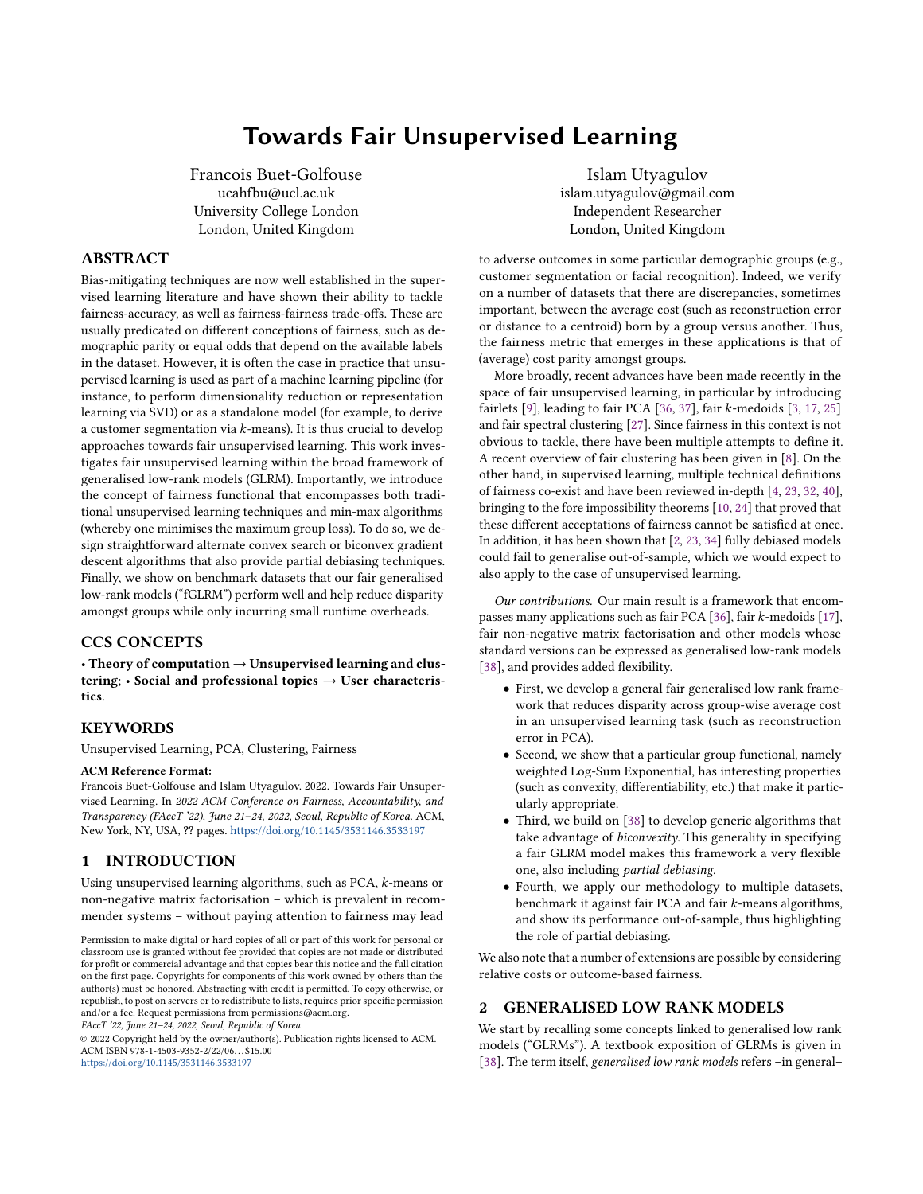# Towards Fair Unsupervised Learning

Francois Buet-Golfouse
ucahfbu@ucl.ac.uk
University College London
London, United Kingdom

Islam Utyagulov
islam.utyagulov@gmail.com
Independent Researcher
London, United Kingdom

## ABSTRACT

Bias-mitigating techniques are now well established in the supervised learning literature and have shown their ability to tackle fairness-accuracy, as well as fairness-fairness trade-offs. These are usually predicated on different conceptions of fairness, such as demographic parity or equal odds that depend on the available labels in the dataset. However, it is often the case in practice that unsupervised learning is used as part of a machine learning pipeline (for instance, to perform dimensionality reduction or representation learning via SVD) or as a standalone model (for example, to derive a customer segmentation via $k$-means). It is thus crucial to develop approaches towards fair unsupervised learning. This work investigates fair unsupervised learning within the broad framework of generalised low-rank models (GLRM). Importantly, we introduce the concept of fairness functional that encompasses both traditional unsupervised learning techniques and min-max algorithms (whereby one minimises the maximum group loss). To do so, we design straightforward alternate convex search or biconvex gradient descent algorithms that also provide partial debiasing techniques. Finally, we show on benchmark datasets that our fair generalised low-rank models ("fGLRM") perform well and help reduce disparity amongst groups while only incurring small runtime overheads.

## CCS CONCEPTS

• **Theory of computation → Unsupervised learning and clustering**; • **Social and professional topics → User characteristics**.

## KEYWORDS

Unsupervised Learning, PCA, Clustering, Fairness

**ACM Reference Format:**
Francois Buet-Golfouse and Islam Utyagulov. 2022. Towards Fair Unsupervised Learning. In *2022 ACM Conference on Fairness, Accountability, and Transparency (FAccT '22), June 21–24, 2022, Seoul, Republic of Korea.* ACM, New York, NY, USA, ?? pages. https://doi.org/10.1145/3531146.3533197

## 1 INTRODUCTION

Using unsupervised learning algorithms, such as PCA, $k$-means or non-negative matrix factorisation – which is prevalent in recommender systems – without paying attention to fairness may lead to adverse outcomes in some particular demographic groups (e.g., customer segmentation or facial recognition). Indeed, we verify on a number of datasets that there are discrepancies, sometimes important, between the average cost (such as reconstruction error or distance to a centroid) born by a group versus another. Thus, the fairness metric that emerges in these applications is that of (average) cost parity amongst groups.

More broadly, recent advances have been made recently in the space of fair unsupervised learning, in particular by introducing fairlets [9], leading to fair PCA [36, 37], fair $k$-medoids [3, 17, 25] and fair spectral clustering [27]. Since fairness in this context is not obvious to tackle, there have been multiple attempts to define it. A recent overview of fair clustering has been given in [8]. On the other hand, in supervised learning, multiple technical definitions of fairness co-exist and have been reviewed in-depth [4, 23, 32, 40], bringing to the fore impossibility theorems [10, 24] that proved that these different acceptations of fairness cannot be satisfied at once. In addition, it has been shown that [2, 23, 34] fully debiased models could fail to generalise out-of-sample, which we would expect to also apply to the case of unsupervised learning.

*Our contributions.* Our main result is a framework that encompasses many applications such as fair PCA [36], fair $k$-medoids [17], fair non-negative matrix factorisation and other models whose standard versions can be expressed as generalised low-rank models [38], and provides added flexibility.

- First, we develop a general fair generalised low rank framework that reduces disparity across group-wise average cost in an unsupervised learning task (such as reconstruction error in PCA).
- Second, we show that a particular group functional, namely weighted Log-Sum Exponential, has interesting properties (such as convexity, differentiability, etc.) that make it particularly appropriate.
- Third, we build on [38] to develop generic algorithms that take advantage of *biconvexity*. This generality in specifying a fair GLRM model makes this framework a very flexible one, also including *partial debiasing*.
- Fourth, we apply our methodology to multiple datasets, benchmark it against fair PCA and fair $k$-means algorithms, and show its performance out-of-sample, thus highlighting the role of partial debiasing.

We also note that a number of extensions are possible by considering relative costs or outcome-based fairness.

## 2 GENERALISED LOW RANK MODELS

We start by recalling some concepts linked to generalised low rank models ("GLRMs"). A textbook exposition of GLRMs is given in [38]. The term itself, *generalised low rank models* refers –in general–

Permission to make digital or hard copies of all or part of this work for personal or classroom use is granted without fee provided that copies are not made or distributed for profit or commercial advantage and that copies bear this notice and the full citation on the first page. Copyrights for components of this work owned by others than the author(s) must be honored. Abstracting with credit is permitted. To copy otherwise, or republish, to post on servers or to redistribute to lists, requires prior specific permission and/or a fee. Request permissions from permissions@acm.org.
*FAccT '22, June 21–24, 2022, Seoul, Republic of Korea*
© 2022 Copyright held by the owner/author(s). Publication rights licensed to ACM.
ACM ISBN 978-1-4503-9352-2/22/06…$15.00
https://doi.org/10.1145/3531146.3533197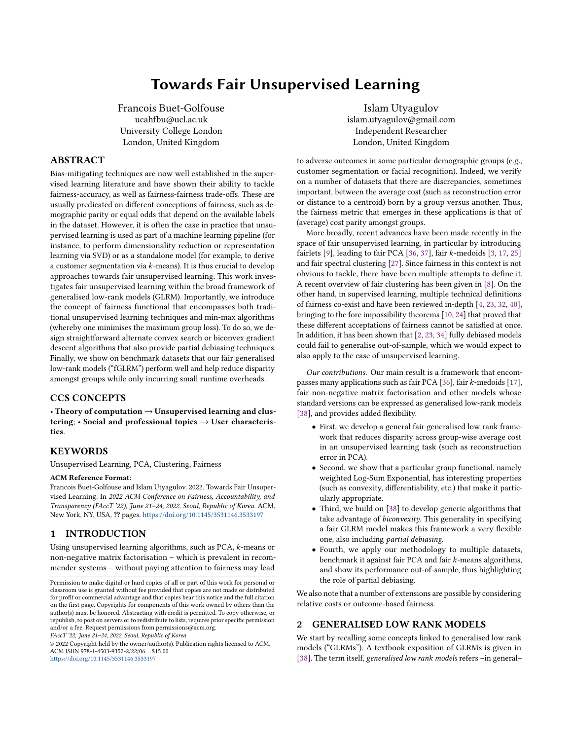# Towards Fair Unsupervised Learning

Francois Buet-Golfouse
ucahfbu@ucl.ac.uk
University College London
London, United Kingdom

Islam Utyagulov
islam.utyagulov@gmail.com
Independent Researcher
London, United Kingdom

## ABSTRACT

Bias-mitigating techniques are now well established in the supervised learning literature and have shown their ability to tackle fairness-accuracy, as well as fairness-fairness trade-offs. These are usually predicated on different conceptions of fairness, such as demographic parity or equal odds that depend on the available labels in the dataset. However, it is often the case in practice that unsupervised learning is used as part of a machine learning pipeline (for instance, to perform dimensionality reduction or representation learning via SVD) or as a standalone model (for example, to derive a customer segmentation via $k$-means). It is thus crucial to develop approaches towards fair unsupervised learning. This work investigates fair unsupervised learning within the broad framework of generalised low-rank models (GLRM). Importantly, we introduce the concept of fairness functional that encompasses both traditional unsupervised learning techniques and min-max algorithms (whereby one minimises the maximum group loss). To do so, we design straightforward alternate convex search or biconvex gradient descent algorithms that also provide partial debiasing techniques. Finally, we show on benchmark datasets that our fair generalised low-rank models ("fGLRM") perform well and help reduce disparity amongst groups while only incurring small runtime overheads.

## CCS CONCEPTS

• **Theory of computation → Unsupervised learning and clustering**; • **Social and professional topics → User characteristics**.

## KEYWORDS

Unsupervised Learning, PCA, Clustering, Fairness

**ACM Reference Format:**
Francois Buet-Golfouse and Islam Utyagulov. 2022. Towards Fair Unsupervised Learning. In *2022 ACM Conference on Fairness, Accountability, and Transparency (FAccT '22), June 21–24, 2022, Seoul, Republic of Korea.* ACM, New York, NY, USA, ?? pages. https://doi.org/10.1145/3531146.3533197

## 1 INTRODUCTION

Using unsupervised learning algorithms, such as PCA, $k$-means or non-negative matrix factorisation – which is prevalent in recommender systems – without paying attention to fairness may lead to adverse outcomes in some particular demographic groups (e.g., customer segmentation or facial recognition). Indeed, we verify on a number of datasets that there are discrepancies, sometimes important, between the average cost (such as reconstruction error or distance to a centroid) born by a group versus another. Thus, the fairness metric that emerges in these applications is that of (average) cost parity amongst groups.

More broadly, recent advances have been made recently in the space of fair unsupervised learning, in particular by introducing fairlets [9], leading to fair PCA [36, 37], fair $k$-medoids [3, 17, 25] and fair spectral clustering [27]. Since fairness in this context is not obvious to tackle, there have been multiple attempts to define it. A recent overview of fair clustering has been given in [8]. On the other hand, in supervised learning, multiple technical definitions of fairness co-exist and have been reviewed in-depth [4, 23, 32, 40], bringing to the fore impossibility theorems [10, 24] that proved that these different acceptations of fairness cannot be satisfied at once. In addition, it has been shown that [2, 23, 34] fully debiased models could fail to generalise out-of-sample, which we would expect to also apply to the case of unsupervised learning.

*Our contributions.* Our main result is a framework that encompasses many applications such as fair PCA [36], fair $k$-medoids [17], fair non-negative matrix factorisation and other models whose standard versions can be expressed as generalised low-rank models [38], and provides added flexibility.

- First, we develop a general fair generalised low rank framework that reduces disparity across group-wise average cost in an unsupervised learning task (such as reconstruction error in PCA).
- Second, we show that a particular group functional, namely weighted Log-Sum Exponential, has interesting properties (such as convexity, differentiability, etc.) that make it particularly appropriate.
- Third, we build on [38] to develop generic algorithms that take advantage of *biconvexity*. This generality in specifying a fair GLRM model makes this framework a very flexible one, also including *partial debiasing*.
- Fourth, we apply our methodology to multiple datasets, benchmark it against fair PCA and fair $k$-means algorithms, and show its performance out-of-sample, thus highlighting the role of partial debiasing.

We also note that a number of extensions are possible by considering relative costs or outcome-based fairness.

## 2 GENERALISED LOW RANK MODELS

We start by recalling some concepts linked to generalised low rank models ("GLRMs"). A textbook exposition of GLRMs is given in [38]. The term itself, *generalised low rank models* refers –in general–

Permission to make digital or hard copies of all or part of this work for personal or classroom use is granted without fee provided that copies are not made or distributed for profit or commercial advantage and that copies bear this notice and the full citation on the first page. Copyrights for components of this work owned by others than the author(s) must be honored. Abstracting with credit is permitted. To copy otherwise, or republish, to post on servers or to redistribute to lists, requires prior specific permission and/or a fee. Request permissions from permissions@acm.org.
*FAccT '22, June 21–24, 2022, Seoul, Republic of Korea*
© 2022 Copyright held by the owner/author(s). Publication rights licensed to ACM.
ACM ISBN 978-1-4503-9352-2/22/06...$15.00
https://doi.org/10.1145/3531146.3533197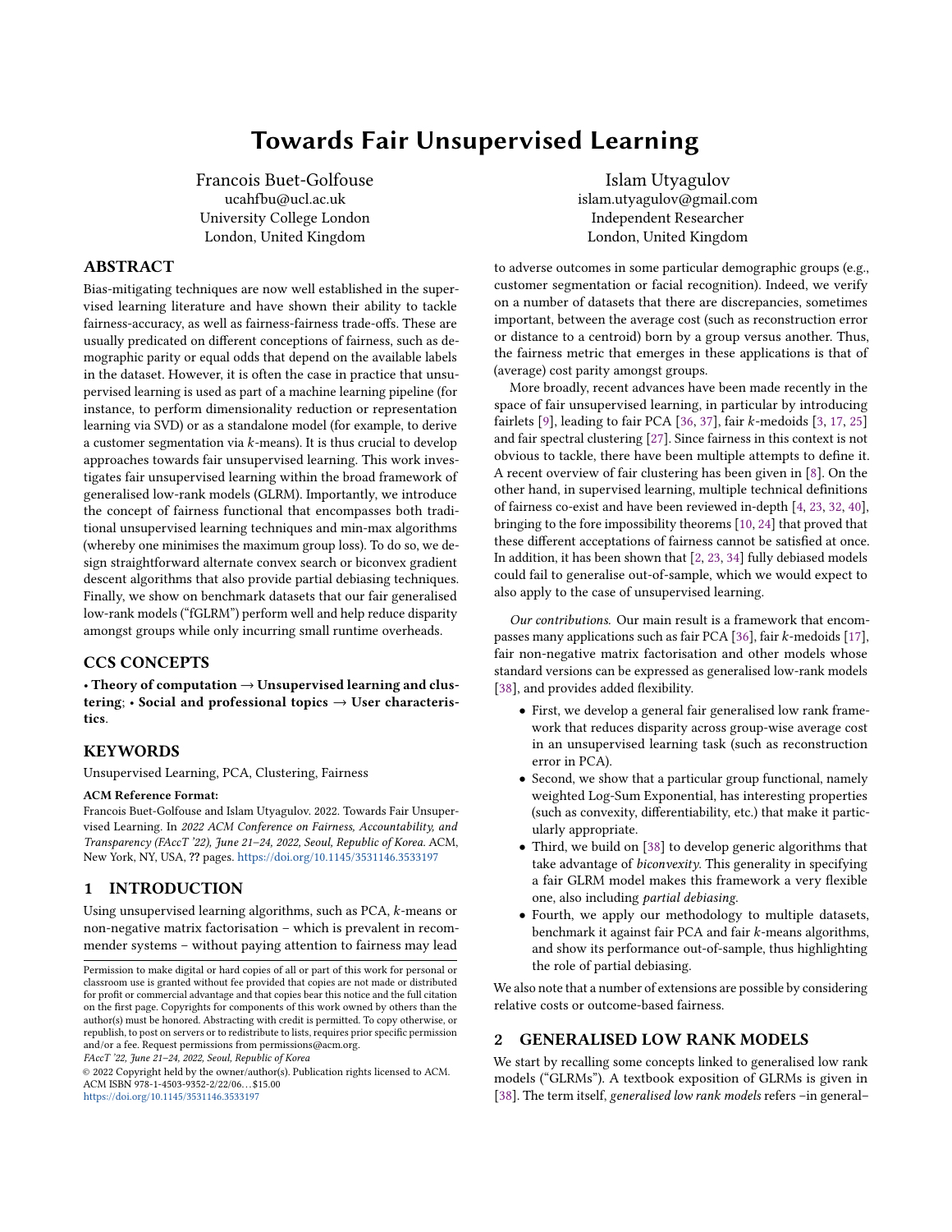# Towards Fair Unsupervised Learning

Francois Buet-Golfouse
ucahfbu@ucl.ac.uk
University College London
London, United Kingdom

Islam Utyagulov
islam.utyagulov@gmail.com
Independent Researcher
London, United Kingdom

## ABSTRACT

Bias-mitigating techniques are now well established in the supervised learning literature and have shown their ability to tackle fairness-accuracy, as well as fairness-fairness trade-offs. These are usually predicated on different conceptions of fairness, such as demographic parity or equal odds that depend on the available labels in the dataset. However, it is often the case in practice that unsupervised learning is used as part of a machine learning pipeline (for instance, to perform dimensionality reduction or representation learning via SVD) or as a standalone model (for example, to derive a customer segmentation via $k$-means). It is thus crucial to develop approaches towards fair unsupervised learning. This work investigates fair unsupervised learning within the broad framework of generalised low-rank models (GLRM). Importantly, we introduce the concept of fairness functional that encompasses both traditional unsupervised learning techniques and min-max algorithms (whereby one minimises the maximum group loss). To do so, we design straightforward alternate convex search or biconvex gradient descent algorithms that also provide partial debiasing techniques. Finally, we show on benchmark datasets that our fair generalised low-rank models ("fGLRM") perform well and help reduce disparity amongst groups while only incurring small runtime overheads.

## CCS CONCEPTS

• **Theory of computation** → **Unsupervised learning and clustering**; • **Social and professional topics** → **User characteristics**.

## KEYWORDS

Unsupervised Learning, PCA, Clustering, Fairness

**ACM Reference Format:**
Francois Buet-Golfouse and Islam Utyagulov. 2022. Towards Fair Unsupervised Learning. In *2022 ACM Conference on Fairness, Accountability, and Transparency (FAccT '22), June 21–24, 2022, Seoul, Republic of Korea.* ACM, New York, NY, USA, ?? pages. https://doi.org/10.1145/3531146.3533197

## 1 INTRODUCTION

Using unsupervised learning algorithms, such as PCA, $k$-means or non-negative matrix factorisation – which is prevalent in recommender systems – without paying attention to fairness may lead to adverse outcomes in some particular demographic groups (e.g., customer segmentation or facial recognition). Indeed, we verify on a number of datasets that there are discrepancies, sometimes important, between the average cost (such as reconstruction error or distance to a centroid) born by a group versus another. Thus, the fairness metric that emerges in these applications is that of (average) cost parity amongst groups.

More broadly, recent advances have been made recently in the space of fair unsupervised learning, in particular by introducing fairlets [9], leading to fair PCA [36, 37], fair $k$-medoids [3, 17, 25] and fair spectral clustering [27]. Since fairness in this context is not obvious to tackle, there have been multiple attempts to define it. A recent overview of fair clustering has been given in [8]. On the other hand, in supervised learning, multiple technical definitions of fairness co-exist and have been reviewed in-depth [4, 23, 32, 40], bringing to the fore impossibility theorems [10, 24] that proved that these different acceptations of fairness cannot be satisfied at once. In addition, it has been shown that [2, 23, 34] fully debiased models could fail to generalise out-of-sample, which we would expect to also apply to the case of unsupervised learning.

*Our contributions.* Our main result is a framework that encompasses many applications such as fair PCA [36], fair $k$-medoids [17], fair non-negative matrix factorisation and other models whose standard versions can be expressed as generalised low-rank models [38], and provides added flexibility.

- First, we develop a general fair generalised low rank framework that reduces disparity across group-wise average cost in an unsupervised learning task (such as reconstruction error in PCA).
- Second, we show that a particular group functional, namely weighted Log-Sum Exponential, has interesting properties (such as convexity, differentiability, etc.) that make it particularly appropriate.
- Third, we build on [38] to develop generic algorithms that take advantage of *biconvexity*. This generality in specifying a fair GLRM model makes this framework a very flexible one, also including *partial debiasing*.
- Fourth, we apply our methodology to multiple datasets, benchmark it against fair PCA and fair $k$-means algorithms, and show its performance out-of-sample, thus highlighting the role of partial debiasing.

We also note that a number of extensions are possible by considering relative costs or outcome-based fairness.

## 2 GENERALISED LOW RANK MODELS

We start by recalling some concepts linked to generalised low rank models ("GLRMs"). A textbook exposition of GLRMs is given in [38]. The term itself, *generalised low rank models* refers –in general–

Permission to make digital or hard copies of all or part of this work for personal or classroom use is granted without fee provided that copies are not made or distributed for profit or commercial advantage and that copies bear this notice and the full citation on the first page. Copyrights for components of this work owned by others than the author(s) must be honored. Abstracting with credit is permitted. To copy otherwise, or republish, to post on servers or to redistribute to lists, requires prior specific permission and/or a fee. Request permissions from permissions@acm.org.
*FAccT '22, June 21–24, 2022, Seoul, Republic of Korea*
© 2022 Copyright held by the owner/author(s). Publication rights licensed to ACM.
ACM ISBN 978-1-4503-9352-2/22/06...$15.00
https://doi.org/10.1145/3531146.3533197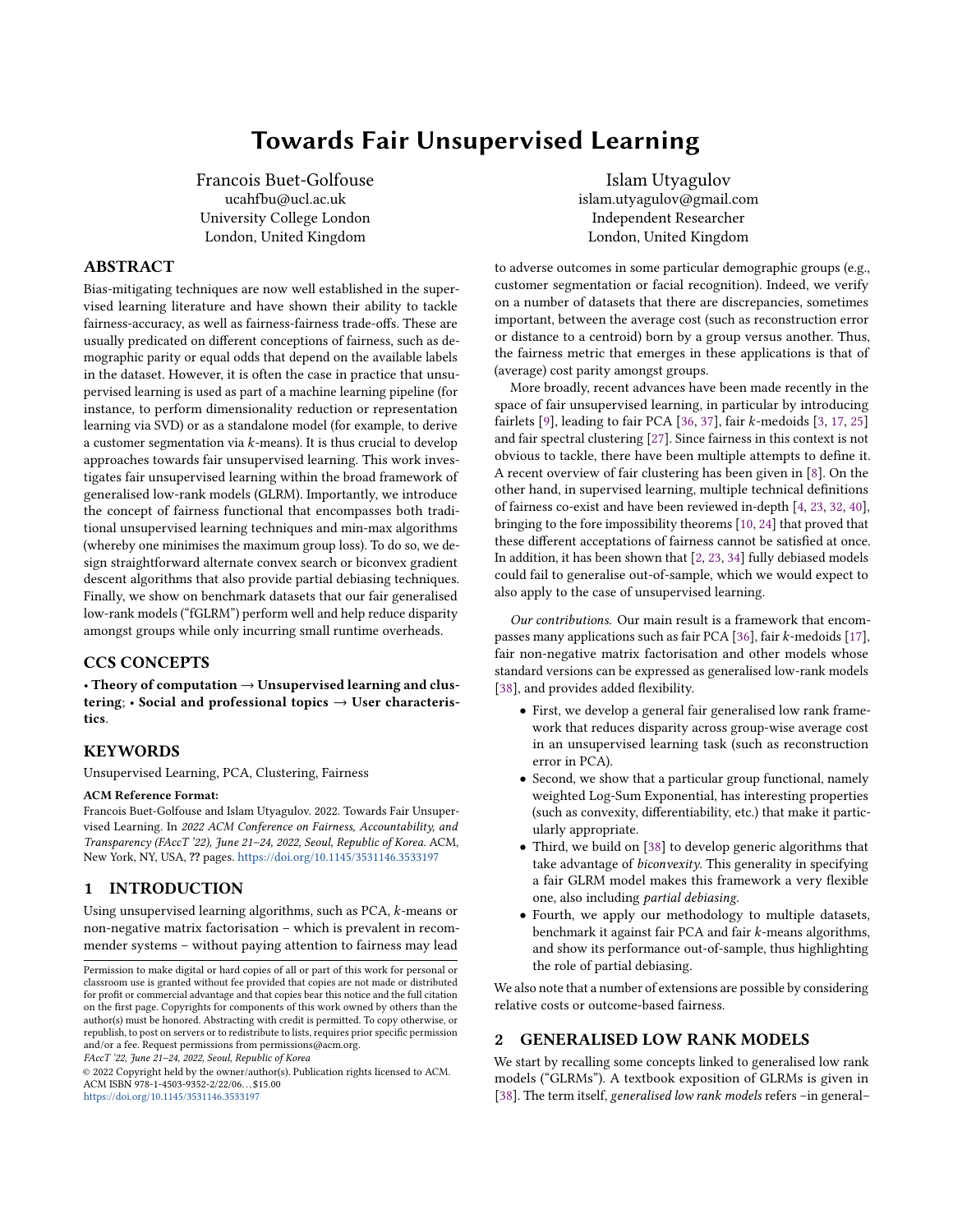# Towards Fair Unsupervised Learning

Francois Buet-Golfouse
ucahfbu@ucl.ac.uk
University College London
London, United Kingdom

Islam Utyagulov
islam.utyagulov@gmail.com
Independent Researcher
London, United Kingdom

## ABSTRACT

Bias-mitigating techniques are now well established in the supervised learning literature and have shown their ability to tackle fairness-accuracy, as well as fairness-fairness trade-offs. These are usually predicated on different conceptions of fairness, such as demographic parity or equal odds that depend on the available labels in the dataset. However, it is often the case in practice that unsupervised learning is used as part of a machine learning pipeline (for instance, to perform dimensionality reduction or representation learning via SVD) or as a standalone model (for example, to derive a customer segmentation via $k$-means). It is thus crucial to develop approaches towards fair unsupervised learning. This work investigates fair unsupervised learning within the broad framework of generalised low-rank models (GLRM). Importantly, we introduce the concept of fairness functional that encompasses both traditional unsupervised learning techniques and min-max algorithms (whereby one minimises the maximum group loss). To do so, we design straightforward alternate convex search or biconvex gradient descent algorithms that also provide partial debiasing techniques. Finally, we show on benchmark datasets that our fair generalised low-rank models ("fGLRM") perform well and help reduce disparity amongst groups while only incurring small runtime overheads.

## CCS CONCEPTS

• **Theory of computation → Unsupervised learning and clustering**; • **Social and professional topics → User characteristics**.

## KEYWORDS

Unsupervised Learning, PCA, Clustering, Fairness

**ACM Reference Format:**
Francois Buet-Golfouse and Islam Utyagulov. 2022. Towards Fair Unsupervised Learning. In *2022 ACM Conference on Fairness, Accountability, and Transparency (FAccT '22), June 21–24, 2022, Seoul, Republic of Korea.* ACM, New York, NY, USA, ?? pages. https://doi.org/10.1145/3531146.3533197

## 1 INTRODUCTION

Using unsupervised learning algorithms, such as PCA, $k$-means or non-negative matrix factorisation – which is prevalent in recommender systems – without paying attention to fairness may lead to adverse outcomes in some particular demographic groups (e.g., customer segmentation or facial recognition). Indeed, we verify on a number of datasets that there are discrepancies, sometimes important, between the average cost (such as reconstruction error or distance to a centroid) born by a group versus another. Thus, the fairness metric that emerges in these applications is that of (average) cost parity amongst groups.

More broadly, recent advances have been made recently in the space of fair unsupervised learning, in particular by introducing fairlets [9], leading to fair PCA [36, 37], fair $k$-medoids [3, 17, 25] and fair spectral clustering [27]. Since fairness in this context is not obvious to tackle, there have been multiple attempts to define it. A recent overview of fair clustering has been given in [8]. On the other hand, in supervised learning, multiple technical definitions of fairness co-exist and have been reviewed in-depth [4, 23, 32, 40], bringing to the fore impossibility theorems [10, 24] that proved that these different acceptations of fairness cannot be satisfied at once. In addition, it has been shown that [2, 23, 34] fully debiased models could fail to generalise out-of-sample, which we would expect to also apply to the case of unsupervised learning.

*Our contributions.* Our main result is a framework that encompasses many applications such as fair PCA [36], fair $k$-medoids [17], fair non-negative matrix factorisation and other models whose standard versions can be expressed as generalised low-rank models [38], and provides added flexibility.

- First, we develop a general fair generalised low rank framework that reduces disparity across group-wise average cost in an unsupervised learning task (such as reconstruction error in PCA).
- Second, we show that a particular group functional, namely weighted Log-Sum Exponential, has interesting properties (such as convexity, differentiability, etc.) that make it particularly appropriate.
- Third, we build on [38] to develop generic algorithms that take advantage of *biconvexity*. This generality in specifying a fair GLRM model makes this framework a very flexible one, also including *partial debiasing*.
- Fourth, we apply our methodology to multiple datasets, benchmark it against fair PCA and fair $k$-means algorithms, and show its performance out-of-sample, thus highlighting the role of partial debiasing.

We also note that a number of extensions are possible by considering relative costs or outcome-based fairness.

## 2 GENERALISED LOW RANK MODELS

We start by recalling some concepts linked to generalised low rank models ("GLRMs"). A textbook exposition of GLRMs is given in [38]. The term itself, *generalised low rank models* refers –in general–

Permission to make digital or hard copies of all or part of this work for personal or classroom use is granted without fee provided that copies are not made or distributed for profit or commercial advantage and that copies bear this notice and the full citation on the first page. Copyrights for components of this work owned by others than the author(s) must be honored. Abstracting with credit is permitted. To copy otherwise, or republish, to post on servers or to redistribute to lists, requires prior specific permission and/or a fee. Request permissions from permissions@acm.org.
*FAccT '22, June 21–24, 2022, Seoul, Republic of Korea*
© 2022 Copyright held by the owner/author(s). Publication rights licensed to ACM.
ACM ISBN 978-1-4503-9352-2/22/06...$15.00
https://doi.org/10.1145/3531146.3533197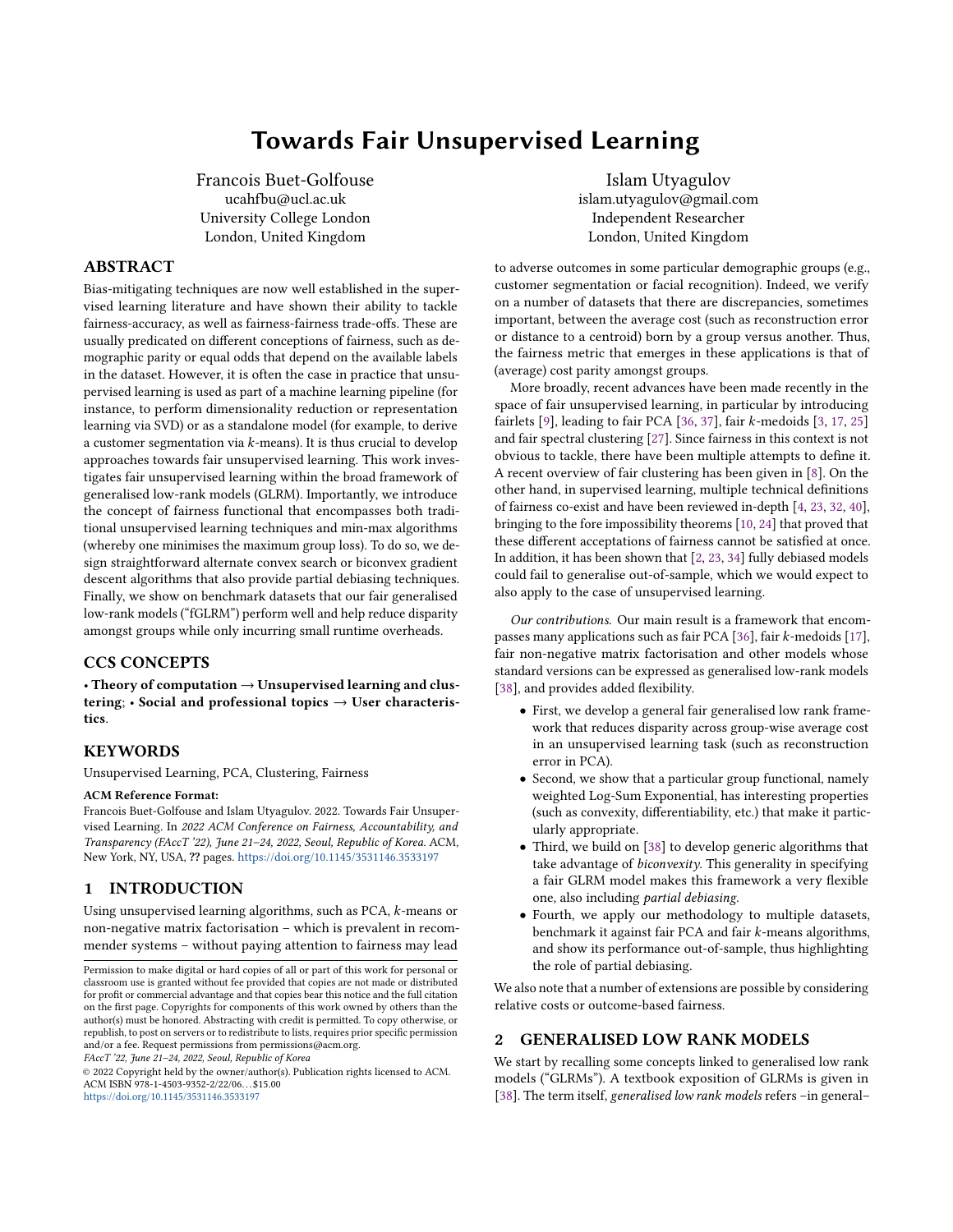# Towards Fair Unsupervised Learning

Francois Buet-Golfouse
ucahfbu@ucl.ac.uk
University College London
London, United Kingdom

Islam Utyagulov
islam.utyagulov@gmail.com
Independent Researcher
London, United Kingdom

## ABSTRACT

Bias-mitigating techniques are now well established in the supervised learning literature and have shown their ability to tackle fairness-accuracy, as well as fairness-fairness trade-offs. These are usually predicated on different conceptions of fairness, such as demographic parity or equal odds that depend on the available labels in the dataset. However, it is often the case in practice that unsupervised learning is used as part of a machine learning pipeline (for instance, to perform dimensionality reduction or representation learning via SVD) or as a standalone model (for example, to derive a customer segmentation via $k$-means). It is thus crucial to develop approaches towards fair unsupervised learning. This work investigates fair unsupervised learning within the broad framework of generalised low-rank models (GLRM). Importantly, we introduce the concept of fairness functional that encompasses both traditional unsupervised learning techniques and min-max algorithms (whereby one minimises the maximum group loss). To do so, we design straightforward alternate convex search or biconvex gradient descent algorithms that also provide partial debiasing techniques. Finally, we show on benchmark datasets that our fair generalised low-rank models ("fGLRM") perform well and help reduce disparity amongst groups while only incurring small runtime overheads.

## CCS CONCEPTS

• **Theory of computation** → **Unsupervised learning and clustering**; • **Social and professional topics** → **User characteristics**.

## KEYWORDS

Unsupervised Learning, PCA, Clustering, Fairness

**ACM Reference Format:**
Francois Buet-Golfouse and Islam Utyagulov. 2022. Towards Fair Unsupervised Learning. In *2022 ACM Conference on Fairness, Accountability, and Transparency (FAccT '22), June 21–24, 2022, Seoul, Republic of Korea.* ACM, New York, NY, USA, ?? pages. https://doi.org/10.1145/3531146.3533197

## 1 INTRODUCTION

Using unsupervised learning algorithms, such as PCA, $k$-means or non-negative matrix factorisation – which is prevalent in recommender systems – without paying attention to fairness may lead to adverse outcomes in some particular demographic groups (e.g., customer segmentation or facial recognition). Indeed, we verify on a number of datasets that there are discrepancies, sometimes important, between the average cost (such as reconstruction error or distance to a centroid) born by a group versus another. Thus, the fairness metric that emerges in these applications is that of (average) cost parity amongst groups.

More broadly, recent advances have been made recently in the space of fair unsupervised learning, in particular by introducing fairlets [9], leading to fair PCA [36, 37], fair $k$-medoids [3, 17, 25] and fair spectral clustering [27]. Since fairness in this context is not obvious to tackle, there have been multiple attempts to define it. A recent overview of fair clustering has been given in [8]. On the other hand, in supervised learning, multiple technical definitions of fairness co-exist and have been reviewed in-depth [4, 23, 32, 40], bringing to the fore impossibility theorems [10, 24] that proved that these different acceptations of fairness cannot be satisfied at once. In addition, it has been shown that [2, 23, 34] fully debiased models could fail to generalise out-of-sample, which we would expect to also apply to the case of unsupervised learning.

*Our contributions.* Our main result is a framework that encompasses many applications such as fair PCA [36], fair $k$-medoids [17], fair non-negative matrix factorisation and other models whose standard versions can be expressed as generalised low-rank models [38], and provides added flexibility.

- First, we develop a general fair generalised low rank framework that reduces disparity across group-wise average cost in an unsupervised learning task (such as reconstruction error in PCA).
- Second, we show that a particular group functional, namely weighted Log-Sum Exponential, has interesting properties (such as convexity, differentiability, etc.) that make it particularly appropriate.
- Third, we build on [38] to develop generic algorithms that take advantage of *biconvexity*. This generality in specifying a fair GLRM model makes this framework a very flexible one, also including *partial debiasing*.
- Fourth, we apply our methodology to multiple datasets, benchmark it against fair PCA and fair $k$-means algorithms, and show its performance out-of-sample, thus highlighting the role of partial debiasing.

We also note that a number of extensions are possible by considering relative costs or outcome-based fairness.

## 2 GENERALISED LOW RANK MODELS

We start by recalling some concepts linked to generalised low rank models ("GLRMs"). A textbook exposition of GLRMs is given in [38]. The term itself, *generalised low rank models* refers –in general–

Permission to make digital or hard copies of all or part of this work for personal or classroom use is granted without fee provided that copies are not made or distributed for profit or commercial advantage and that copies bear this notice and the full citation on the first page. Copyrights for components of this work owned by others than the author(s) must be honored. Abstracting with credit is permitted. To copy otherwise, or republish, to post on servers or to redistribute to lists, requires prior specific permission and/or a fee. Request permissions from permissions@acm.org.
*FAccT '22, June 21–24, 2022, Seoul, Republic of Korea*
© 2022 Copyright held by the owner/author(s). Publication rights licensed to ACM.
ACM ISBN 978-1-4503-9352-2/22/06…$15.00
https://doi.org/10.1145/3531146.3533197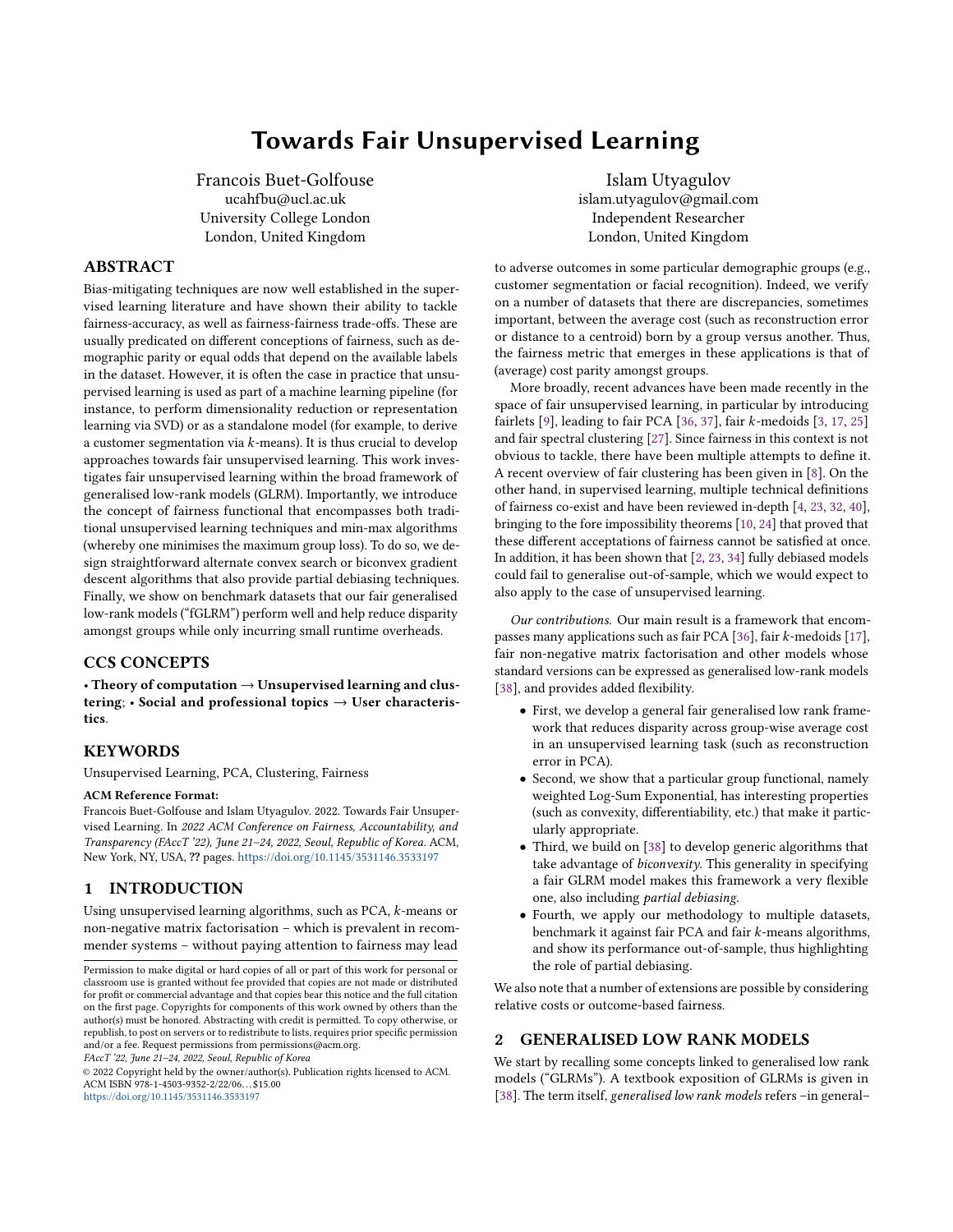# Towards Fair Unsupervised Learning

Francois Buet-Golfouse
ucahfbu@ucl.ac.uk
University College London
London, United Kingdom

Islam Utyagulov
islam.utyagulov@gmail.com
Independent Researcher
London, United Kingdom

## ABSTRACT

Bias-mitigating techniques are now well established in the supervised learning literature and have shown their ability to tackle fairness-accuracy, as well as fairness-fairness trade-offs. These are usually predicated on different conceptions of fairness, such as demographic parity or equal odds that depend on the available labels in the dataset. However, it is often the case in practice that unsupervised learning is used as part of a machine learning pipeline (for instance, to perform dimensionality reduction or representation learning via SVD) or as a standalone model (for example, to derive a customer segmentation via $k$-means). It is thus crucial to develop approaches towards fair unsupervised learning. This work investigates fair unsupervised learning within the broad framework of generalised low-rank models (GLRM). Importantly, we introduce the concept of fairness functional that encompasses both traditional unsupervised learning techniques and min-max algorithms (whereby one minimises the maximum group loss). To do so, we design straightforward alternate convex search or biconvex gradient descent algorithms that also provide partial debiasing techniques. Finally, we show on benchmark datasets that our fair generalised low-rank models ("fGLRM") perform well and help reduce disparity amongst groups while only incurring small runtime overheads.

## CCS CONCEPTS

• **Theory of computation → Unsupervised learning and clustering**; • **Social and professional topics → User characteristics**.

## KEYWORDS

Unsupervised Learning, PCA, Clustering, Fairness

**ACM Reference Format:**
Francois Buet-Golfouse and Islam Utyagulov. 2022. Towards Fair Unsupervised Learning. In *2022 ACM Conference on Fairness, Accountability, and Transparency (FAccT '22), June 21–24, 2022, Seoul, Republic of Korea.* ACM, New York, NY, USA, ?? pages. https://doi.org/10.1145/3531146.3533197

## 1 INTRODUCTION

Using unsupervised learning algorithms, such as PCA, $k$-means or non-negative matrix factorisation – which is prevalent in recommender systems – without paying attention to fairness may lead to adverse outcomes in some particular demographic groups (e.g., customer segmentation or facial recognition). Indeed, we verify on a number of datasets that there are discrepancies, sometimes important, between the average cost (such as reconstruction error or distance to a centroid) born by a group versus another. Thus, the fairness metric that emerges in these applications is that of (average) cost parity amongst groups.

More broadly, recent advances have been made recently in the space of fair unsupervised learning, in particular by introducing fairlets [9], leading to fair PCA [36, 37], fair $k$-medoids [3, 17, 25] and fair spectral clustering [27]. Since fairness in this context is not obvious to tackle, there have been multiple attempts to define it. A recent overview of fair clustering has been given in [8]. On the other hand, in supervised learning, multiple technical definitions of fairness co-exist and have been reviewed in-depth [4, 23, 32, 40], bringing to the fore impossibility theorems [10, 24] that proved that these different acceptations of fairness cannot be satisfied at once. In addition, it has been shown that [2, 23, 34] fully debiased models could fail to generalise out-of-sample, which we would expect to also apply to the case of unsupervised learning.

*Our contributions.* Our main result is a framework that encompasses many applications such as fair PCA [36], fair $k$-medoids [17], fair non-negative matrix factorisation and other models whose standard versions can be expressed as generalised low-rank models [38], and provides added flexibility.

- First, we develop a general fair generalised low rank framework that reduces disparity across group-wise average cost in an unsupervised learning task (such as reconstruction error in PCA).
- Second, we show that a particular group functional, namely weighted Log-Sum Exponential, has interesting properties (such as convexity, differentiability, etc.) that make it particularly appropriate.
- Third, we build on [38] to develop generic algorithms that take advantage of *biconvexity.* This generality in specifying a fair GLRM model makes this framework a very flexible one, also including *partial debiasing.*
- Fourth, we apply our methodology to multiple datasets, benchmark it against fair PCA and fair $k$-means algorithms, and show its performance out-of-sample, thus highlighting the role of partial debiasing.

We also note that a number of extensions are possible by considering relative costs or outcome-based fairness.

## 2 GENERALISED LOW RANK MODELS

We start by recalling some concepts linked to generalised low rank models ("GLRMs"). A textbook exposition of GLRMs is given in [38]. The term itself, *generalised low rank models* refers –in general–

Permission to make digital or hard copies of all or part of this work for personal or classroom use is granted without fee provided that copies are not made or distributed for profit or commercial advantage and that copies bear this notice and the full citation on the first page. Copyrights for components of this work owned by others than the author(s) must be honored. Abstracting with credit is permitted. To copy otherwise, or republish, to post on servers or to redistribute to lists, requires prior specific permission and/or a fee. Request permissions from permissions@acm.org.
*FAccT '22, June 21–24, 2022, Seoul, Republic of Korea*
© 2022 Copyright held by the owner/author(s). Publication rights licensed to ACM.
ACM ISBN 978-1-4503-9352-2/22/06...$15.00
https://doi.org/10.1145/3531146.3533197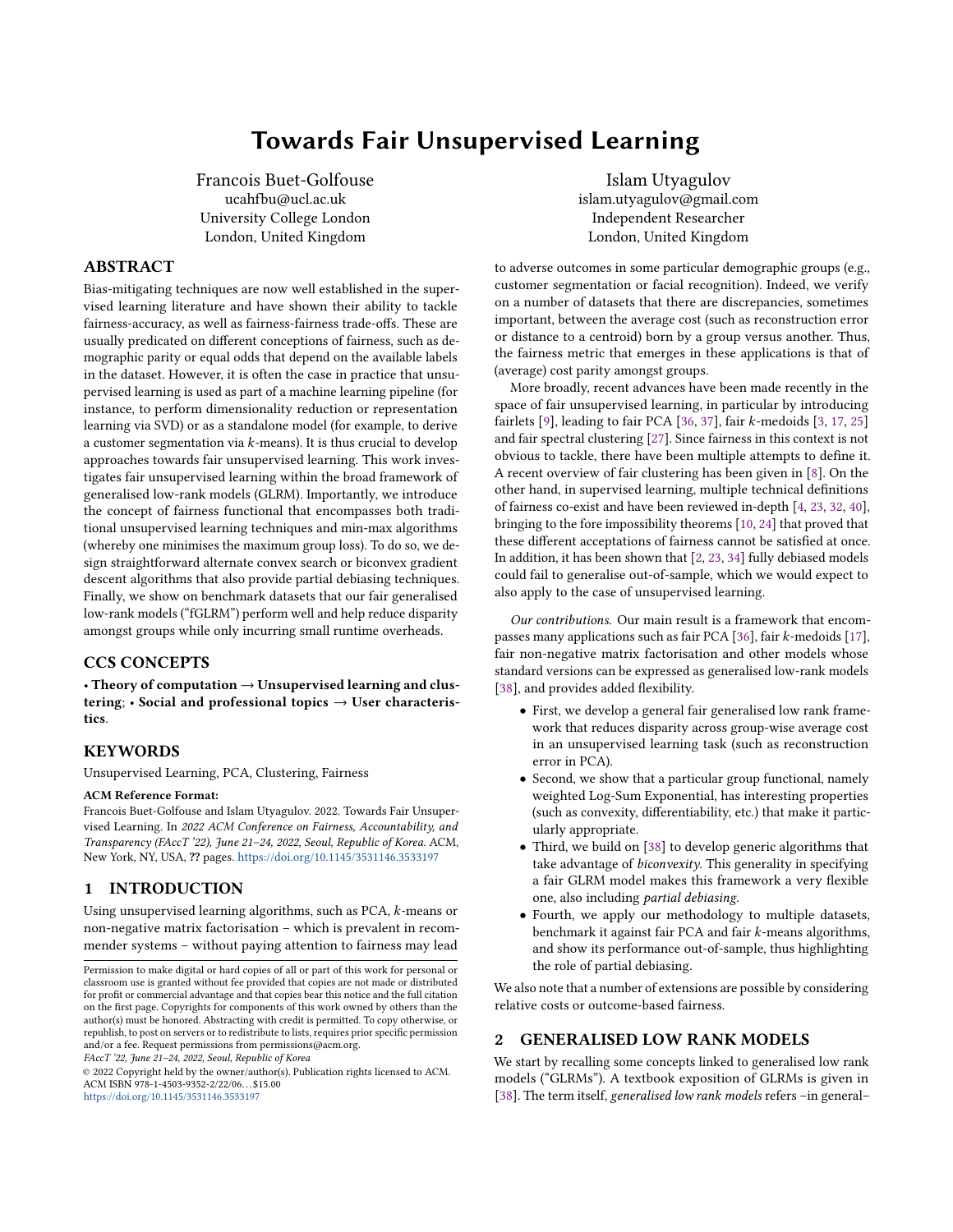# Towards Fair Unsupervised Learning

Francois Buet-Golfouse
ucahfbu@ucl.ac.uk
University College London
London, United Kingdom

Islam Utyagulov
islam.utyagulov@gmail.com
Independent Researcher
London, United Kingdom

## ABSTRACT

Bias-mitigating techniques are now well established in the supervised learning literature and have shown their ability to tackle fairness-accuracy, as well as fairness-fairness trade-offs. These are usually predicated on different conceptions of fairness, such as demographic parity or equal odds that depend on the available labels in the dataset. However, it is often the case in practice that unsupervised learning is used as part of a machine learning pipeline (for instance, to perform dimensionality reduction or representation learning via SVD) or as a standalone model (for example, to derive a customer segmentation via $k$-means). It is thus crucial to develop approaches towards fair unsupervised learning. This work investigates fair unsupervised learning within the broad framework of generalised low-rank models (GLRM). Importantly, we introduce the concept of fairness functional that encompasses both traditional unsupervised learning techniques and min-max algorithms (whereby one minimises the maximum group loss). To do so, we design straightforward alternate convex search or biconvex gradient descent algorithms that also provide partial debiasing techniques. Finally, we show on benchmark datasets that our fair generalised low-rank models ("fGLRM") perform well and help reduce disparity amongst groups while only incurring small runtime overheads.

## CCS CONCEPTS

• **Theory of computation → Unsupervised learning and clustering**; • **Social and professional topics → User characteristics**.

## KEYWORDS

Unsupervised Learning, PCA, Clustering, Fairness

**ACM Reference Format:**
Francois Buet-Golfouse and Islam Utyagulov. 2022. Towards Fair Unsupervised Learning. In *2022 ACM Conference on Fairness, Accountability, and Transparency (FAccT '22), June 21–24, 2022, Seoul, Republic of Korea.* ACM, New York, NY, USA, ?? pages. https://doi.org/10.1145/3531146.3533197

## 1 INTRODUCTION

Using unsupervised learning algorithms, such as PCA, $k$-means or non-negative matrix factorisation – which is prevalent in recommender systems – without paying attention to fairness may lead to adverse outcomes in some particular demographic groups (e.g., customer segmentation or facial recognition). Indeed, we verify on a number of datasets that there are discrepancies, sometimes important, between the average cost (such as reconstruction error or distance to a centroid) born by a group versus another. Thus, the fairness metric that emerges in these applications is that of (average) cost parity amongst groups.

More broadly, recent advances have been made recently in the space of fair unsupervised learning, in particular by introducing fairlets [9], leading to fair PCA [36, 37], fair $k$-medoids [3, 17, 25] and fair spectral clustering [27]. Since fairness in this context is not obvious to tackle, there have been multiple attempts to define it. A recent overview of fair clustering has been given in [8]. On the other hand, in supervised learning, multiple technical definitions of fairness co-exist and have been reviewed in-depth [4, 23, 32, 40], bringing to the fore impossibility theorems [10, 24] that proved that these different acceptations of fairness cannot be satisfied at once. In addition, it has been shown that [2, 23, 34] fully debiased models could fail to generalise out-of-sample, which we would expect to also apply to the case of unsupervised learning.

*Our contributions.* Our main result is a framework that encompasses many applications such as fair PCA [36], fair $k$-medoids [17], fair non-negative matrix factorisation and other models whose standard versions can be expressed as generalised low-rank models [38], and provides added flexibility.

- First, we develop a general fair generalised low rank framework that reduces disparity across group-wise average cost in an unsupervised learning task (such as reconstruction error in PCA).
- Second, we show that a particular group functional, namely weighted Log-Sum Exponential, has interesting properties (such as convexity, differentiability, etc.) that make it particularly appropriate.
- Third, we build on [38] to develop generic algorithms that take advantage of *biconvexity*. This generality in specifying a fair GLRM model makes this framework a very flexible one, also including *partial debiasing*.
- Fourth, we apply our methodology to multiple datasets, benchmark it against fair PCA and fair $k$-means algorithms, and show its performance out-of-sample, thus highlighting the role of partial debiasing.

We also note that a number of extensions are possible by considering relative costs or outcome-based fairness.

## 2 GENERALISED LOW RANK MODELS

We start by recalling some concepts linked to generalised low rank models ("GLRMs"). A textbook exposition of GLRMs is given in [38]. The term itself, *generalised low rank models* refers –in general–

Permission to make digital or hard copies of all or part of this work for personal or classroom use is granted without fee provided that copies are not made or distributed for profit or commercial advantage and that copies bear this notice and the full citation on the first page. Copyrights for components of this work owned by others than the author(s) must be honored. Abstracting with credit is permitted. To copy otherwise, or republish, to post on servers or to redistribute to lists, requires prior specific permission and/or a fee. Request permissions from permissions@acm.org.
*FAccT '22, June 21–24, 2022, Seoul, Republic of Korea*
© 2022 Copyright held by the owner/author(s). Publication rights licensed to ACM.
ACM ISBN 978-1-4503-9352-2/22/06...$15.00
https://doi.org/10.1145/3531146.3533197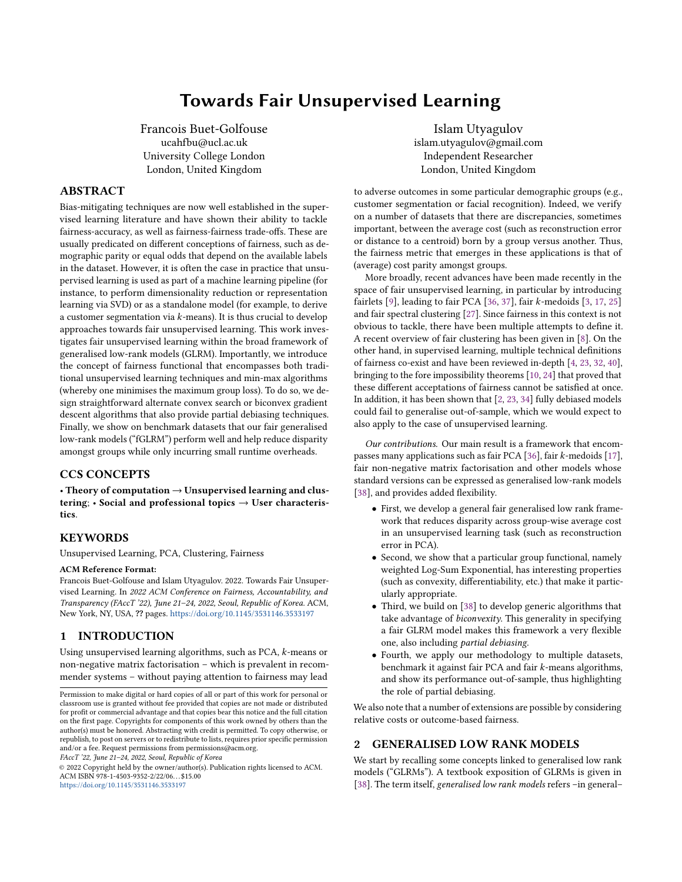# Towards Fair Unsupervised Learning

Francois Buet-Golfouse
ucahfbu@ucl.ac.uk
University College London
London, United Kingdom

Islam Utyagulov
islam.utyagulov@gmail.com
Independent Researcher
London, United Kingdom

## ABSTRACT

Bias-mitigating techniques are now well established in the supervised learning literature and have shown their ability to tackle fairness-accuracy, as well as fairness-fairness trade-offs. These are usually predicated on different conceptions of fairness, such as demographic parity or equal odds that depend on the available labels in the dataset. However, it is often the case in practice that unsupervised learning is used as part of a machine learning pipeline (for instance, to perform dimensionality reduction or representation learning via SVD) or as a standalone model (for example, to derive a customer segmentation via $k$-means). It is thus crucial to develop approaches towards fair unsupervised learning. This work investigates fair unsupervised learning within the broad framework of generalised low-rank models (GLRM). Importantly, we introduce the concept of fairness functional that encompasses both traditional unsupervised learning techniques and min-max algorithms (whereby one minimises the maximum group loss). To do so, we design straightforward alternate convex search or biconvex gradient descent algorithms that also provide partial debiasing techniques. Finally, we show on benchmark datasets that our fair generalised low-rank models ("fGLRM") perform well and help reduce disparity amongst groups while only incurring small runtime overheads.

## CCS CONCEPTS

• **Theory of computation → Unsupervised learning and clustering**; • **Social and professional topics → User characteristics**.

## KEYWORDS

Unsupervised Learning, PCA, Clustering, Fairness

**ACM Reference Format:**

Francois Buet-Golfouse and Islam Utyagulov. 2022. Towards Fair Unsupervised Learning. In *2022 ACM Conference on Fairness, Accountability, and Transparency (FAccT '22), June 21–24, 2022, Seoul, Republic of Korea.* ACM, New York, NY, USA, ?? pages. https://doi.org/10.1145/3531146.3533197

## 1 INTRODUCTION

Using unsupervised learning algorithms, such as PCA, $k$-means or non-negative matrix factorisation – which is prevalent in recommender systems – without paying attention to fairness may lead to adverse outcomes in some particular demographic groups (e.g., customer segmentation or facial recognition). Indeed, we verify on a number of datasets that there are discrepancies, sometimes important, between the average cost (such as reconstruction error or distance to a centroid) born by a group versus another. Thus, the fairness metric that emerges in these applications is that of (average) cost parity amongst groups.

More broadly, recent advances have been made recently in the space of fair unsupervised learning, in particular by introducing fairlets [9], leading to fair PCA [36, 37], fair $k$-medoids [3, 17, 25] and fair spectral clustering [27]. Since fairness in this context is not obvious to tackle, there have been multiple attempts to define it. A recent overview of fair clustering has been given in [8]. On the other hand, in supervised learning, multiple technical definitions of fairness co-exist and have been reviewed in-depth [4, 23, 32, 40], bringing to the fore impossibility theorems [10, 24] that proved that these different acceptations of fairness cannot be satisfied at once. In addition, it has been shown that [2, 23, 34] fully debiased models could fail to generalise out-of-sample, which we would expect to also apply to the case of unsupervised learning.

*Our contributions.* Our main result is a framework that encompasses many applications such as fair PCA [36], fair $k$-medoids [17], fair non-negative matrix factorisation and other models whose standard versions can be expressed as generalised low-rank models [38], and provides added flexibility.

- First, we develop a general fair generalised low rank framework that reduces disparity across group-wise average cost in an unsupervised learning task (such as reconstruction error in PCA).
- Second, we show that a particular group functional, namely weighted Log-Sum Exponential, has interesting properties (such as convexity, differentiability, etc.) that make it particularly appropriate.
- Third, we build on [38] to develop generic algorithms that take advantage of *biconvexity*. This generality in specifying a fair GLRM model makes this framework a very flexible one, also including *partial debiasing*.
- Fourth, we apply our methodology to multiple datasets, benchmark it against fair PCA and fair $k$-means algorithms, and show its performance out-of-sample, thus highlighting the role of partial debiasing.

We also note that a number of extensions are possible by considering relative costs or outcome-based fairness.

## 2 GENERALISED LOW RANK MODELS

We start by recalling some concepts linked to generalised low rank models ("GLRMs"). A textbook exposition of GLRMs is given in [38]. The term itself, *generalised low rank models* refers –in general–

Permission to make digital or hard copies of all or part of this work for personal or classroom use is granted without fee provided that copies are not made or distributed for profit or commercial advantage and that copies bear this notice and the full citation on the first page. Copyrights for components of this work owned by others than the author(s) must be honored. Abstracting with credit is permitted. To copy otherwise, or republish, to post on servers or to redistribute to lists, requires prior specific permission and/or a fee. Request permissions from permissions@acm.org.
*FAccT '22, June 21–24, 2022, Seoul, Republic of Korea*
© 2022 Copyright held by the owner/author(s). Publication rights licensed to ACM.
ACM ISBN 978-1-4503-9352-2/22/06...$15.00
https://doi.org/10.1145/3531146.3533197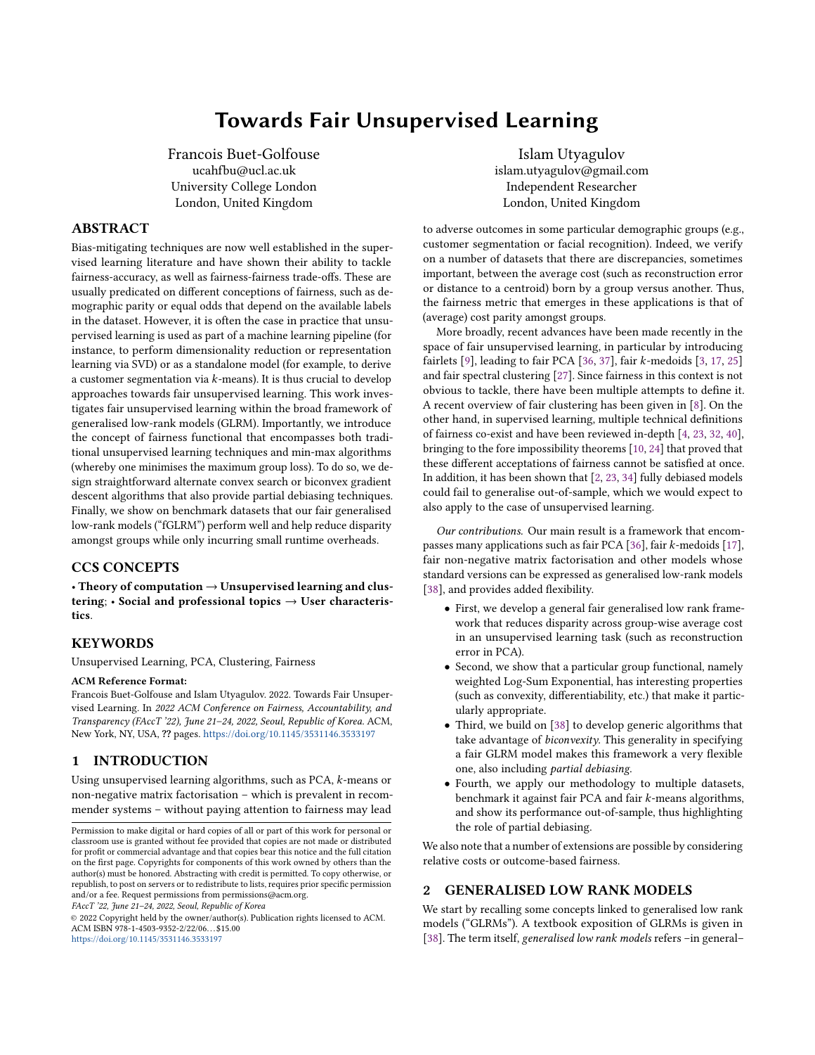# Towards Fair Unsupervised Learning

Francois Buet-Golfouse
ucahfbu@ucl.ac.uk
University College London
London, United Kingdom

Islam Utyagulov
islam.utyagulov@gmail.com
Independent Researcher
London, United Kingdom

## ABSTRACT

Bias-mitigating techniques are now well established in the supervised learning literature and have shown their ability to tackle fairness-accuracy, as well as fairness-fairness trade-offs. These are usually predicated on different conceptions of fairness, such as demographic parity or equal odds that depend on the available labels in the dataset. However, it is often the case in practice that unsupervised learning is used as part of a machine learning pipeline (for instance, to perform dimensionality reduction or representation learning via SVD) or as a standalone model (for example, to derive a customer segmentation via $k$-means). It is thus crucial to develop approaches towards fair unsupervised learning. This work investigates fair unsupervised learning within the broad framework of generalised low-rank models (GLRM). Importantly, we introduce the concept of fairness functional that encompasses both traditional unsupervised learning techniques and min-max algorithms (whereby one minimises the maximum group loss). To do so, we design straightforward alternate convex search or biconvex gradient descent algorithms that also provide partial debiasing techniques. Finally, we show on benchmark datasets that our fair generalised low-rank models ("fGLRM") perform well and help reduce disparity amongst groups while only incurring small runtime overheads.

## CCS CONCEPTS

• **Theory of computation → Unsupervised learning and clustering**; • **Social and professional topics → User characteristics**.

## KEYWORDS

Unsupervised Learning, PCA, Clustering, Fairness

**ACM Reference Format:**
Francois Buet-Golfouse and Islam Utyagulov. 2022. Towards Fair Unsupervised Learning. In *2022 ACM Conference on Fairness, Accountability, and Transparency (FAccT '22), June 21–24, 2022, Seoul, Republic of Korea.* ACM, New York, NY, USA, ?? pages. https://doi.org/10.1145/3531146.3533197

## 1 INTRODUCTION

Using unsupervised learning algorithms, such as PCA, $k$-means or non-negative matrix factorisation – which is prevalent in recommender systems – without paying attention to fairness may lead to adverse outcomes in some particular demographic groups (e.g., customer segmentation or facial recognition). Indeed, we verify on a number of datasets that there are discrepancies, sometimes important, between the average cost (such as reconstruction error or distance to a centroid) born by a group versus another. Thus, the fairness metric that emerges in these applications is that of (average) cost parity amongst groups.

More broadly, recent advances have been made recently in the space of fair unsupervised learning, in particular by introducing fairlets [9], leading to fair PCA [36, 37], fair $k$-medoids [3, 17, 25] and fair spectral clustering [27]. Since fairness in this context is not obvious to tackle, there have been multiple attempts to define it. A recent overview of fair clustering has been given in [8]. On the other hand, in supervised learning, multiple technical definitions of fairness co-exist and have been reviewed in-depth [4, 23, 32, 40], bringing to the fore impossibility theorems [10, 24] that proved that these different acceptations of fairness cannot be satisfied at once. In addition, it has been shown that [2, 23, 34] fully debiased models could fail to generalise out-of-sample, which we would expect to also apply to the case of unsupervised learning.

*Our contributions.* Our main result is a framework that encompasses many applications such as fair PCA [36], fair $k$-medoids [17], fair non-negative matrix factorisation and other models whose standard versions can be expressed as generalised low-rank models [38], and provides added flexibility.

- First, we develop a general fair generalised low rank framework that reduces disparity across group-wise average cost in an unsupervised learning task (such as reconstruction error in PCA).
- Second, we show that a particular group functional, namely weighted Log-Sum Exponential, has interesting properties (such as convexity, differentiability, etc.) that make it particularly appropriate.
- Third, we build on [38] to develop generic algorithms that take advantage of *biconvexity*. This generality in specifying a fair GLRM model makes this framework a very flexible one, also including *partial debiasing*.
- Fourth, we apply our methodology to multiple datasets, benchmark it against fair PCA and fair $k$-means algorithms, and show its performance out-of-sample, thus highlighting the role of partial debiasing.

We also note that a number of extensions are possible by considering relative costs or outcome-based fairness.

## 2 GENERALISED LOW RANK MODELS

We start by recalling some concepts linked to generalised low rank models ("GLRMs"). A textbook exposition of GLRMs is given in [38]. The term itself, *generalised low rank models* refers –in general–

Permission to make digital or hard copies of all or part of this work for personal or classroom use is granted without fee provided that copies are not made or distributed for profit or commercial advantage and that copies bear this notice and the full citation on the first page. Copyrights for components of this work owned by others than the author(s) must be honored. Abstracting with credit is permitted. To copy otherwise, or republish, to post on servers or to redistribute to lists, requires prior specific permission and/or a fee. Request permissions from permissions@acm.org.
*FAccT '22, June 21–24, 2022, Seoul, Republic of Korea*
© 2022 Copyright held by the owner/author(s). Publication rights licensed to ACM.
ACM ISBN 978-1-4503-9352-2/22/06...$15.00
https://doi.org/10.1145/3531146.3533197